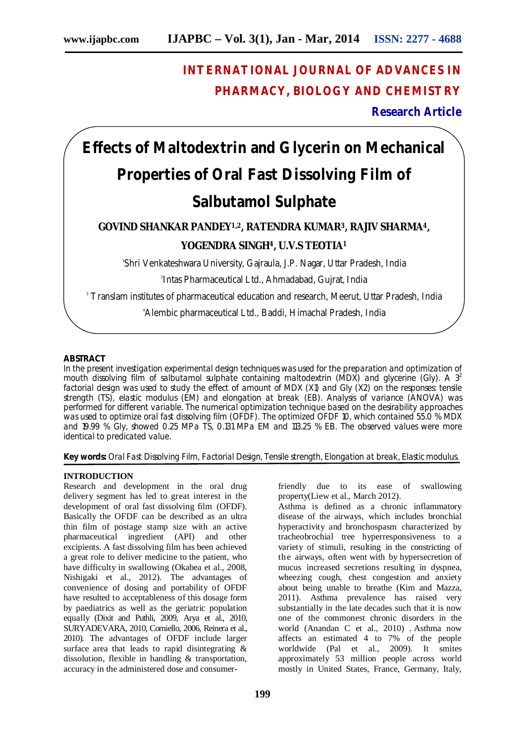# INTERNATIONAL JOURNAL OF ADVANCES IN PHARMACY, BIOLOGY AND CHEMISTRY

**Research Article**

# Effects of Maltodextrin and Glycerin on Mechanical Properties of Oral Fast Dissolving Film of Salbutamol Sulphate

**GOVIND SHANKAR PANDEY[1,2], RATENDRA KUMAR[3], RAJIV SHARMA[4], YOGENDRA SINGH[4], U.V.S TEOTIA[1]**

[1]Shri Venkateshwara University, Gajraula, J.P. Nagar, Uttar Pradesh, India

[2]Intas Pharmaceutical Ltd., Ahmadabad, Gujrat, India

[3] Translam institutes of pharmaceutical education and research, Meerut, Uttar Pradesh, India

[4]Alembic pharmaceutical Ltd., Baddi, Himachal Pradesh, India

## ABSTRACT

In the present investigation experimental design techniques was used for the preparation and optimization of mouth dissolving film of salbutamol sulphate containing maltodextrin (MDX) and glycerine (Gly). A $3^2$ factorial design was used to study the effect of amount of MDX (X1) and Gly (X2) on the responses: tensile strength (TS), elastic modulus (EM) and elongation at break (EB). Analysis of variance (ANOVA) was performed for different variable. The numerical optimization technique based on the desirability approaches was used to optimize oral fast dissolving film (OFDF). The optimized OFDF 10, which contained 55.0 % MDX and 19.99 % Gly, showed 0.25 MPa TS, 0.131 MPa EM and 113.25 % EB. The observed values were more identical to predicated value.

**Key words:** *Oral Fast Dissolving Film, Factorial Design, Tensile strength, Elongation at break, Elastic modulus.*

## INTRODUCTION

Research and development in the oral drug delivery segment has led to great interest in the development of oral fast dissolving film (OFDF). Basically the OFDF can be described as an ultra thin film of postage stamp size with an active pharmaceutical ingredient (API) and other excipients. A fast dissolving film has been achieved a great role to deliver medicine to the patient, who have difficulty in swallowing (Okabea et al., 2008, Nishigaki et al., 2012). The advantages of convenience of dosing and portability of OFDF have resulted to acceptableness of this dosage form by paediatrics as well as the geriatric population equally (Dixit and Puthli, 2009, Arya et al., 2010, SURYADEVARA, 2010, Corniello, 2006, Reinera et al., 2010). The advantages of OFDF include larger surface area that leads to rapid disintegrating & dissolution, flexible in handling & transportation, accuracy in the administered dose and consumer-friendly due to its ease of swallowing property(Liew et al., March 2012).

Asthma is defined as a chronic inflammatory disease of the airways, which includes bronchial hyperactivity and bronchospasm characterized by tracheobrochial tree hyperresponsiveness to a variety of stimuli, resulting in the constricting of the airways, often went with by hypersecretion of mucus increased secretions resulting in dyspnea, wheezing cough, chest congestion and anxiety about being unable to breathe (Kim and Mazza, 2011). Asthma prevalence has raised very substantially in the late decades such that it is now one of the commonest chronic disorders in the world (Anandan C et al., 2010) . Asthma now affects an estimated 4 to 7% of the people worldwide (Pal et al., 2009). It smites approximately 53 million people across world mostly in United States, France, Germany, Italy,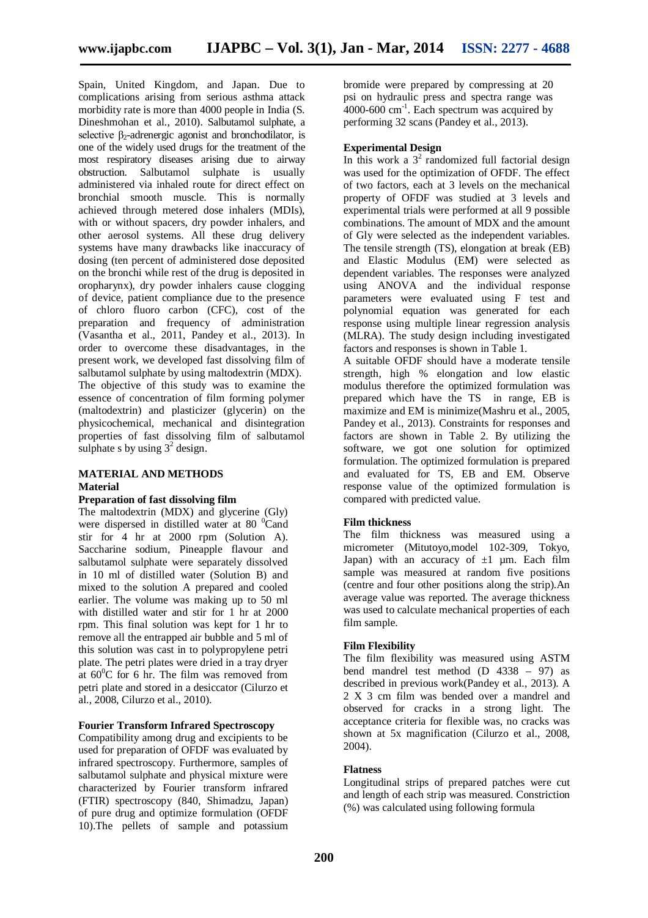Spain, United Kingdom, and Japan. Due to complications arising from serious asthma attack morbidity rate is more than 4000 people in India (S. Dineshmohan et al., 2010). Salbutamol sulphate, a selective $\beta_2$-adrenergic agonist and bronchodilator, is one of the widely used drugs for the treatment of the most respiratory diseases arising due to airway obstruction. Salbutamol sulphate is usually administered via inhaled route for direct effect on bronchial smooth muscle. This is normally achieved through metered dose inhalers (MDIs), with or without spacers, dry powder inhalers, and other aerosol systems. All these drug delivery systems have many drawbacks like inaccuracy of dosing (ten percent of administered dose deposited on the bronchi while rest of the drug is deposited in oropharynx), dry powder inhalers cause clogging of device, patient compliance due to the presence of chloro fluoro carbon (CFC), cost of the preparation and frequency of administration (Vasantha et al., 2011, Pandey et al., 2013). In order to overcome these disadvantages, in the present work, we developed fast dissolving film of salbutamol sulphate by using maltodextrin (MDX).

The objective of this study was to examine the essence of concentration of film forming polymer (maltodextrin) and plasticizer (glycerin) on the physicochemical, mechanical and disintegration properties of fast dissolving film of salbutamol sulphate s by using $3^2$ design.

## MATERIAL AND METHODS

### Material

### Preparation of fast dissolving film

The maltodextrin (MDX) and glycerine (Gly) were dispersed in distilled water at 80 $^0$Cand stir for 4 hr at 2000 rpm (Solution A). Saccharine sodium, Pineapple flavour and salbutamol sulphate were separately dissolved in 10 ml of distilled water (Solution B) and mixed to the solution A prepared and cooled earlier. The volume was making up to 50 ml with distilled water and stir for 1 hr at 2000 rpm. This final solution was kept for 1 hr to remove all the entrapped air bubble and 5 ml of this solution was cast in to polypropylene petri plate. The petri plates were dried in a tray dryer at 60$^0$C for 6 hr. The film was removed from petri plate and stored in a desiccator (Cilurzo et al., 2008, Cilurzo et al., 2010).

### Fourier Transform Infrared Spectroscopy

Compatibility among drug and excipients to be used for preparation of OFDF was evaluated by infrared spectroscopy. Furthermore, samples of salbutamol sulphate and physical mixture were characterized by Fourier transform infrared (FTIR) spectroscopy (840, Shimadzu, Japan) of pure drug and optimize formulation (OFDF 10).The pellets of sample and potassium bromide were prepared by compressing at 20 psi on hydraulic press and spectra range was 4000-600 cm$^{-1}$. Each spectrum was acquired by performing 32 scans (Pandey et al., 2013).

### Experimental Design

In this work a $3^2$ randomized full factorial design was used for the optimization of OFDF. The effect of two factors, each at 3 levels on the mechanical property of OFDF was studied at 3 levels and experimental trials were performed at all 9 possible combinations. The amount of MDX and the amount of Gly were selected as the independent variables. The tensile strength (TS), elongation at break (EB) and Elastic Modulus (EM) were selected as dependent variables. The responses were analyzed using ANOVA and the individual response parameters were evaluated using F test and polynomial equation was generated for each response using multiple linear regression analysis (MLRA). The study design including investigated factors and responses is shown in Table 1.

A suitable OFDF should have a moderate tensile strength, high % elongation and low elastic modulus therefore the optimized formulation was prepared which have the TS in range, EB is maximize and EM is minimize(Mashru et al., 2005, Pandey et al., 2013). Constraints for responses and factors are shown in Table 2. By utilizing the software, we got one solution for optimized formulation. The optimized formulation is prepared and evaluated for TS, EB and EM. Observe response value of the optimized formulation is compared with predicted value.

### Film thickness

The film thickness was measured using a micrometer (Mitutoyo,model 102-309, Tokyo, Japan) with an accuracy of ±1 µm. Each film sample was measured at random five positions (centre and four other positions along the strip).An average value was reported. The average thickness was used to calculate mechanical properties of each film sample.

### Film Flexibility

The film flexibility was measured using ASTM bend mandrel test method (D 4338 – 97) as described in previous work(Pandey et al., 2013). A 2 X 3 cm film was bended over a mandrel and observed for cracks in a strong light. The acceptance criteria for flexible was, no cracks was shown at 5x magnification (Cilurzo et al., 2008, 2004).

### Flatness

Longitudinal strips of prepared patches were cut and length of each strip was measured. Constriction (%) was calculated using following formula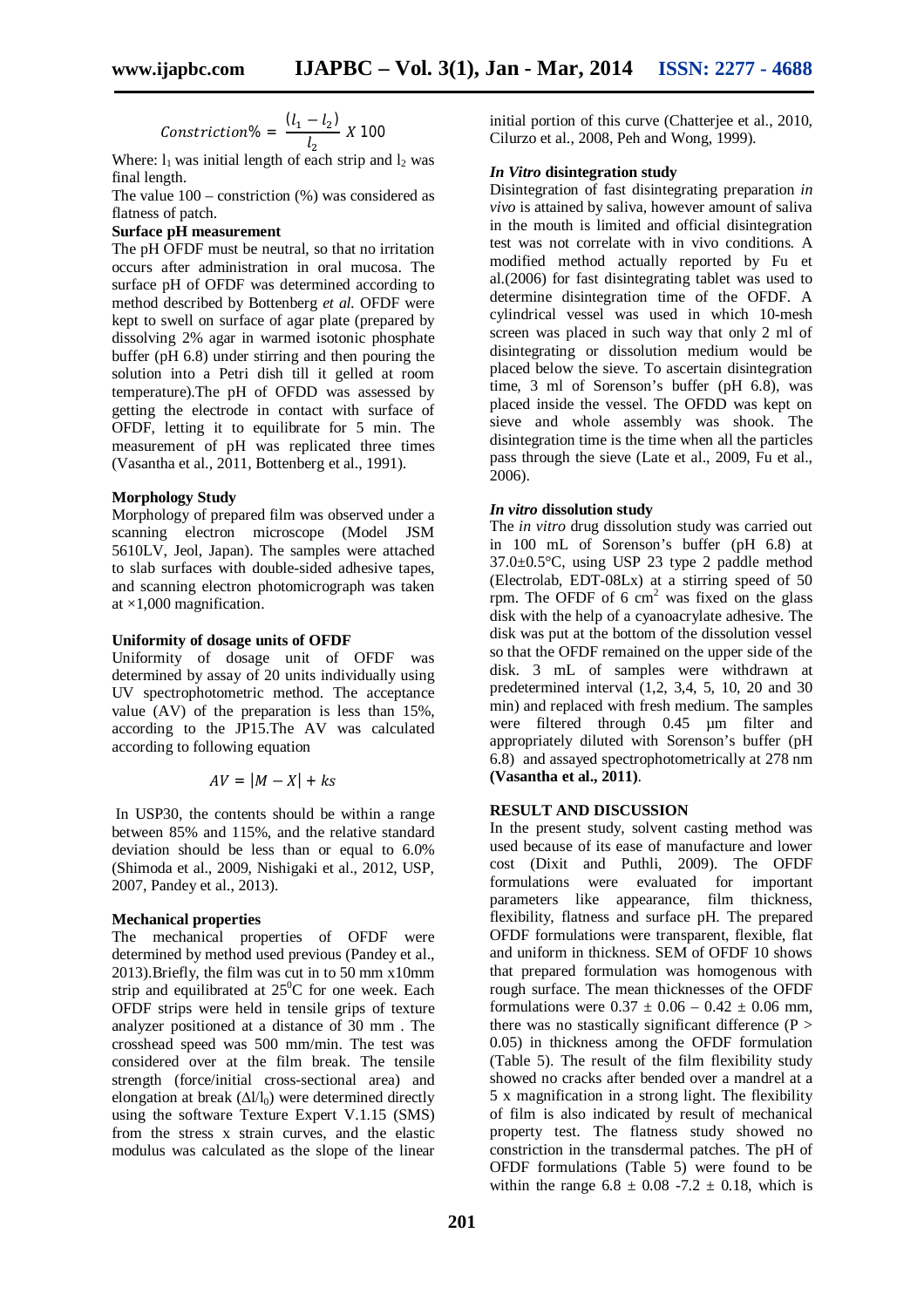$$Constriction\% = \frac{(l_1 - l_2)}{l_2} X\ 100$$

Where: $l_1$ was initial length of each strip and $l_2$ was final length.

The value 100 – constriction (%) was considered as flatness of patch.

**Surface pH measurement**

The pH OFDF must be neutral, so that no irritation occurs after administration in oral mucosa. The surface pH of OFDF was determined according to method described by Bottenberg *et al.* OFDF were kept to swell on surface of agar plate (prepared by dissolving 2% agar in warmed isotonic phosphate buffer (pH 6.8) under stirring and then pouring the solution into a Petri dish till it gelled at room temperature).The pH of OFDD was assessed by getting the electrode in contact with surface of OFDF, letting it to equilibrate for 5 min. The measurement of pH was replicated three times (Vasantha et al., 2011, Bottenberg et al., 1991).

**Morphology Study**

Morphology of prepared film was observed under a scanning electron microscope (Model JSM 5610LV, Jeol, Japan). The samples were attached to slab surfaces with double-sided adhesive tapes, and scanning electron photomicrograph was taken at ×1,000 magnification.

**Uniformity of dosage units of OFDF**

Uniformity of dosage unit of OFDF was determined by assay of 20 units individually using UV spectrophotometric method. The acceptance value (AV) of the preparation is less than 15%, according to the JP15.The AV was calculated according to following equation

$$AV = |M - X| + ks$$

In USP30, the contents should be within a range between 85% and 115%, and the relative standard deviation should be less than or equal to 6.0% (Shimoda et al., 2009, Nishigaki et al., 2012, USP, 2007, Pandey et al., 2013).

**Mechanical properties**

The mechanical properties of OFDF were determined by method used previous (Pandey et al., 2013).Briefly, the film was cut in to 50 mm x10mm strip and equilibrated at $25^0$C for one week. Each OFDF strips were held in tensile grips of texture analyzer positioned at a distance of 30 mm . The crosshead speed was 500 mm/min. The test was considered over at the film break. The tensile strength (force/initial cross-sectional area) and elongation at break ($\Delta l/l_0$) were determined directly using the software Texture Expert V.1.15 (SMS) from the stress x strain curves, and the elastic modulus was calculated as the slope of the linear initial portion of this curve (Chatterjee et al., 2010, Cilurzo et al., 2008, Peh and Wong, 1999).

***In Vitro* disintegration study**

Disintegration of fast disintegrating preparation *in vivo* is attained by saliva, however amount of saliva in the mouth is limited and official disintegration test was not correlate with in vivo conditions. A modified method actually reported by Fu et al.(2006) for fast disintegrating tablet was used to determine disintegration time of the OFDF. A cylindrical vessel was used in which 10-mesh screen was placed in such way that only 2 ml of disintegrating or dissolution medium would be placed below the sieve. To ascertain disintegration time, 3 ml of Sorenson's buffer (pH 6.8), was placed inside the vessel. The OFDD was kept on sieve and whole assembly was shook. The disintegration time is the time when all the particles pass through the sieve (Late et al., 2009, Fu et al., 2006).

***In vitro* dissolution study**

The *in vitro* drug dissolution study was carried out in 100 mL of Sorenson's buffer (pH 6.8) at 37.0±0.5°C, using USP 23 type 2 paddle method (Electrolab, EDT-08Lx) at a stirring speed of 50 rpm. The OFDF of 6 $cm^2$ was fixed on the glass disk with the help of a cyanoacrylate adhesive. The disk was put at the bottom of the dissolution vessel so that the OFDF remained on the upper side of the disk. 3 mL of samples were withdrawn at predetermined interval (1,2, 3,4, 5, 10, 20 and 30 min) and replaced with fresh medium. The samples were filtered through 0.45 µm filter and appropriately diluted with Sorenson's buffer (pH 6.8) and assayed spectrophotometrically at 278 nm **(Vasantha et al., 2011)**.

**RESULT AND DISCUSSION**

In the present study, solvent casting method was used because of its ease of manufacture and lower cost (Dixit and Puthli, 2009). The OFDF formulations were evaluated for important parameters like appearance, film thickness, flexibility, flatness and surface pH. The prepared OFDF formulations were transparent, flexible, flat and uniform in thickness. SEM of OFDF 10 shows that prepared formulation was homogenous with rough surface. The mean thicknesses of the OFDF formulations were 0.37 ± 0.06 – 0.42 ± 0.06 mm, there was no stastically significant difference ($P > 0.05$) in thickness among the OFDF formulation (Table 5). The result of the film flexibility study showed no cracks after bended over a mandrel at a 5 x magnification in a strong light. The flexibility of film is also indicated by result of mechanical property test. The flatness study showed no constriction in the transdermal patches. The pH of OFDF formulations (Table 5) were found to be within the range 6.8 ± 0.08 -7.2 ± 0.18, which is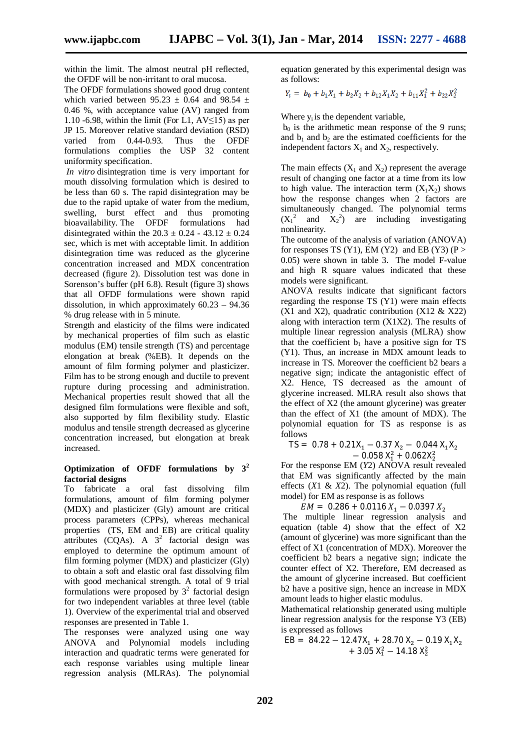within the limit. The almost neutral pH reflected, the OFDF will be non-irritant to oral mucosa.

The OFDF formulations showed good drug content which varied between 95.23 ± 0.64 and 98.54 ± 0.46 %, with acceptance value (AV) ranged from 1.10 -6.98, within the limit (For L1, AV≤15) as per JP 15. Moreover relative standard deviation (RSD) varied from 0.44-0.93. Thus the OFDF formulations complies the USP 32 content uniformity specification.

*In vitro* disintegration time is very important for mouth dissolving formulation which is desired to be less than 60 s. The rapid disintegration may be due to the rapid uptake of water from the medium, swelling, burst effect and thus promoting bioavailability. The OFDF formulations had disintegrated within the 20.3 ± 0.24 - 43.12 ± 0.24 sec, which is met with acceptable limit. In addition disintegration time was reduced as the glycerine concentration increased and MDX concentration decreased (figure 2). Dissolution test was done in Sorenson's buffer (pH 6.8). Result (figure 3) shows that all OFDF formulations were shown rapid dissolution, in which approximately 60.23 – 94.36 % drug release with in 5 minute.

Strength and elasticity of the films were indicated by mechanical properties of film such as elastic modulus (EM) tensile strength (TS) and percentage elongation at break (%EB). It depends on the amount of film forming polymer and plasticizer. Film has to be strong enough and ductile to prevent rupture during processing and administration. Mechanical properties result showed that all the designed film formulations were flexible and soft, also supported by film flexibility study. Elastic modulus and tensile strength decreased as glycerine concentration increased, but elongation at break increased.

## Optimization of OFDF formulations by $3^2$ factorial designs

To fabricate a oral fast dissolving film formulations, amount of film forming polymer (MDX) and plasticizer (Gly) amount are critical process parameters (CPPs), whereas mechanical properties (TS, EM and EB) are critical quality attributes (CQAs). A $3^2$ factorial design was employed to determine the optimum amount of film forming polymer (MDX) and plasticizer (Gly) to obtain a soft and elastic oral fast dissolving film with good mechanical strength. A total of 9 trial formulations were proposed by $3^2$ factorial design for two independent variables at three level (table 1). Overview of the experimental trial and observed responses are presented in Table 1.

The responses were analyzed using one way ANOVA and Polynomial models including interaction and quadratic terms were generated for each response variables using multiple linear regression analysis (MLRAs). The polynomial equation generated by this experimental design was as follows:

$$Y_i = b_0 + b_1X_1 + b_2X_2 + b_{12}X_1X_2 + b_{11}X_1^2 + b_{22}X_2^2$$

Where $y_i$ is the dependent variable,

$b_0$ is the arithmetic mean response of the 9 runs; and $b_1$ and $b_2$ are the estimated coefficients for the independent factors $X_1$ and $X_2$, respectively.

The main effects ($X_1$ and $X_2$) represent the average result of changing one factor at a time from its low to high value. The interaction term ($X_1X_2$) shows how the response changes when 2 factors are simultaneously changed. The polynomial terms ($X_1^2$ and $X_2^2$) are including investigating nonlinearity.

The outcome of the analysis of variation (ANOVA) for responses TS (Y1), EM (Y2) and EB (Y3) ($P > 0.05$) were shown in table 3. The model F-value and high R square values indicated that these models were significant.

ANOVA results indicate that significant factors regarding the response TS (Y1) were main effects (X1 and X2), quadratic contribution (X12 & X22) along with interaction term (X1X2). The results of multiple linear regression analysis (MLRA) show that the coefficient $b_1$ have a positive sign for TS (Y1). Thus, an increase in MDX amount leads to increase in TS. Moreover the coefficient b2 bears a negative sign; indicate the antagonistic effect of X2. Hence, TS decreased as the amount of glycerine increased. MLRA result also shows that the effect of X2 (the amount glycerine) was greater than the effect of X1 (the amount of MDX). The polynomial equation for TS as response is as follows

$$TS = 0.78 + 0.21X_1 - 0.37\,X_2 - 0.044\,X_1X_2 - 0.058\,X_1^2 + 0.062X_2^2$$

For the response EM (*Y*2) ANOVA result revealed that EM was significantly affected by the main effects (*X*1 & *X*2). The polynomial equation (full model) for EM as response is as follows

$$EM = 0.286 + 0.0116\,X_1 - 0.0397\,X_2$$

The multiple linear regression analysis and equation (table 4) show that the effect of X2 (amount of glycerine) was more significant than the effect of X1 (concentration of MDX). Moreover the coefficient b2 bears a negative sign; indicate the counter effect of X2. Therefore, EM decreased as the amount of glycerine increased. But coefficient b2 have a positive sign, hence an increase in MDX amount leads to higher elastic modulus.

Mathematical relationship generated using multiple linear regression analysis for the response Y3 (EB) is expressed as follows

$$EB = 84.22 - 12.47X_1 + 28.70\,X_2 - 0.19\,X_1X_2 + 3.05\,X_1^2 - 14.18\,X_2^2$$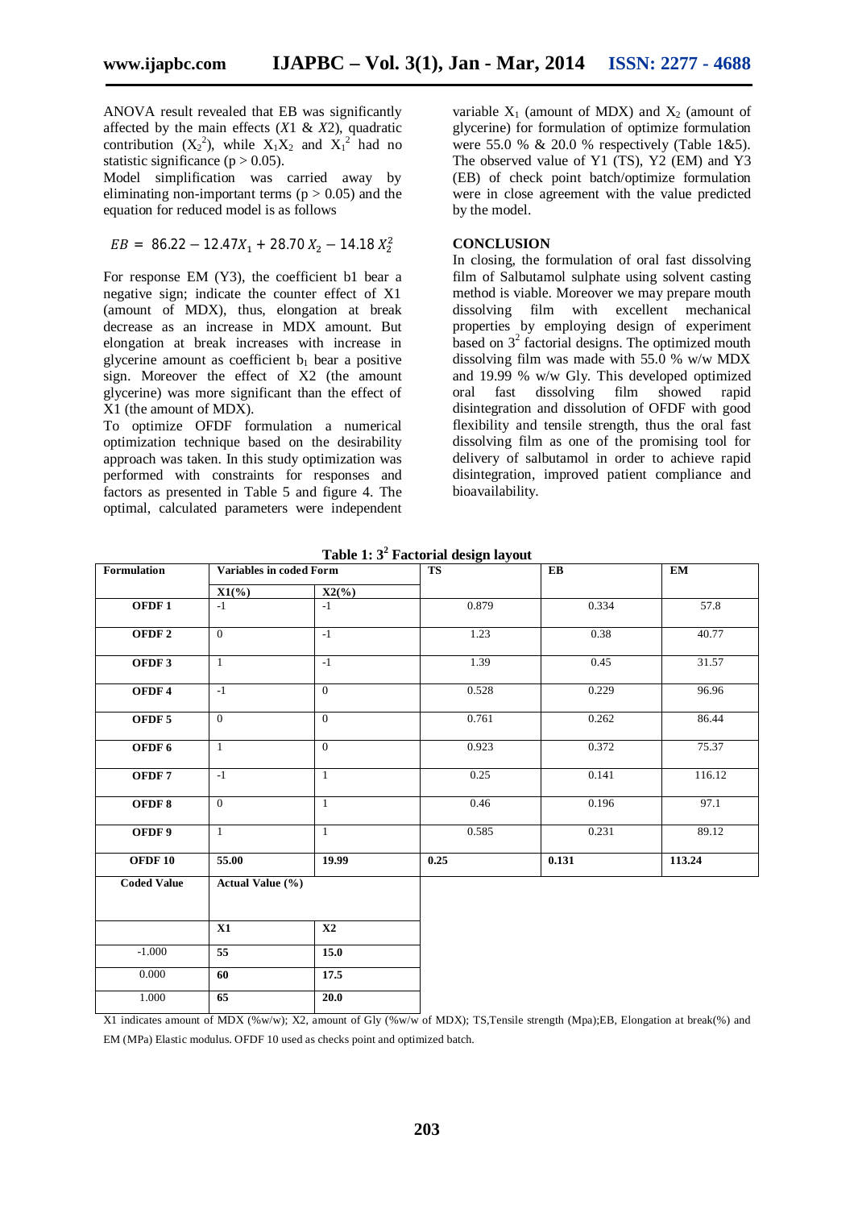ANOVA result revealed that EB was significantly affected by the main effects ($X1$ & $X2$), quadratic contribution ($X_2^2$), while $X_1X_2$ and $X_1^2$ had no statistic significance ($p > 0.05$).

Model simplification was carried away by eliminating non-important terms ($p > 0.05$) and the equation for reduced model is as follows

$$EB = 86.22 - 12.47X_1 + 28.70\,X_2 - 14.18\,X_2^2$$

For response EM (Y3), the coefficient b1 bear a negative sign; indicate the counter effect of X1 (amount of MDX), thus, elongation at break decrease as an increase in MDX amount. But elongation at break increases with increase in glycerine amount as coefficient $b_1$ bear a positive sign. Moreover the effect of X2 (the amount glycerine) was more significant than the effect of X1 (the amount of MDX).

To optimize OFDF formulation a numerical optimization technique based on the desirability approach was taken. In this study optimization was performed with constraints for responses and factors as presented in Table 5 and figure 4. The optimal, calculated parameters were independent variable $X_1$ (amount of MDX) and $X_2$ (amount of glycerine) for formulation of optimize formulation were 55.0 % & 20.0 % respectively (Table 1&5). The observed value of Y1 (TS), Y2 (EM) and Y3 (EB) of check point batch/optimize formulation were in close agreement with the value predicted by the model.

## CONCLUSION

In closing, the formulation of oral fast dissolving film of Salbutamol sulphate using solvent casting method is viable. Moreover we may prepare mouth dissolving film with excellent mechanical properties by employing design of experiment based on $3^2$ factorial designs. The optimized mouth dissolving film was made with 55.0 % w/w MDX and 19.99 % w/w Gly. This developed optimized oral fast dissolving film showed rapid disintegration and dissolution of OFDF with good flexibility and tensile strength, thus the oral fast dissolving film as one of the promising tool for delivery of salbutamol in order to achieve rapid disintegration, improved patient compliance and bioavailability.

**Table 1: $3^2$ Factorial design layout**

| Formulation | Variables in coded Form | | TS | EB | EM |
|---|---|---|---|---|---|
| | X1(%) | X2(%) | | | |
| **OFDF 1** | -1 | -1 | 0.879 | 0.334 | 57.8 |
| **OFDF 2** | 0 | -1 | 1.23 | 0.38 | 40.77 |
| **OFDF 3** | 1 | -1 | 1.39 | 0.45 | 31.57 |
| **OFDF 4** | -1 | 0 | 0.528 | 0.229 | 96.96 |
| **OFDF 5** | 0 | 0 | 0.761 | 0.262 | 86.44 |
| **OFDF 6** | 1 | 0 | 0.923 | 0.372 | 75.37 |
| **OFDF 7** | -1 | 1 | 0.25 | 0.141 | 116.12 |
| **OFDF 8** | 0 | 1 | 0.46 | 0.196 | 97.1 |
| **OFDF 9** | 1 | 1 | 0.585 | 0.231 | 89.12 |
| **OFDF 10** | **55.00** | **19.99** | **0.25** | **0.131** | **113.24** |
| **Coded Value** | **Actual Value (%)** | | | | |
| | **X1** | **X2** | | | |
| -1.000 | **55** | **15.0** | | | |
| 0.000 | **60** | **17.5** | | | |
| 1.000 | **65** | **20.0** | | | |

X1 indicates amount of MDX (%w/w); X2, amount of Gly (%w/w of MDX); TS,Tensile strength (Mpa);EB, Elongation at break(%) and EM (MPa) Elastic modulus. OFDF 10 used as checks point and optimized batch.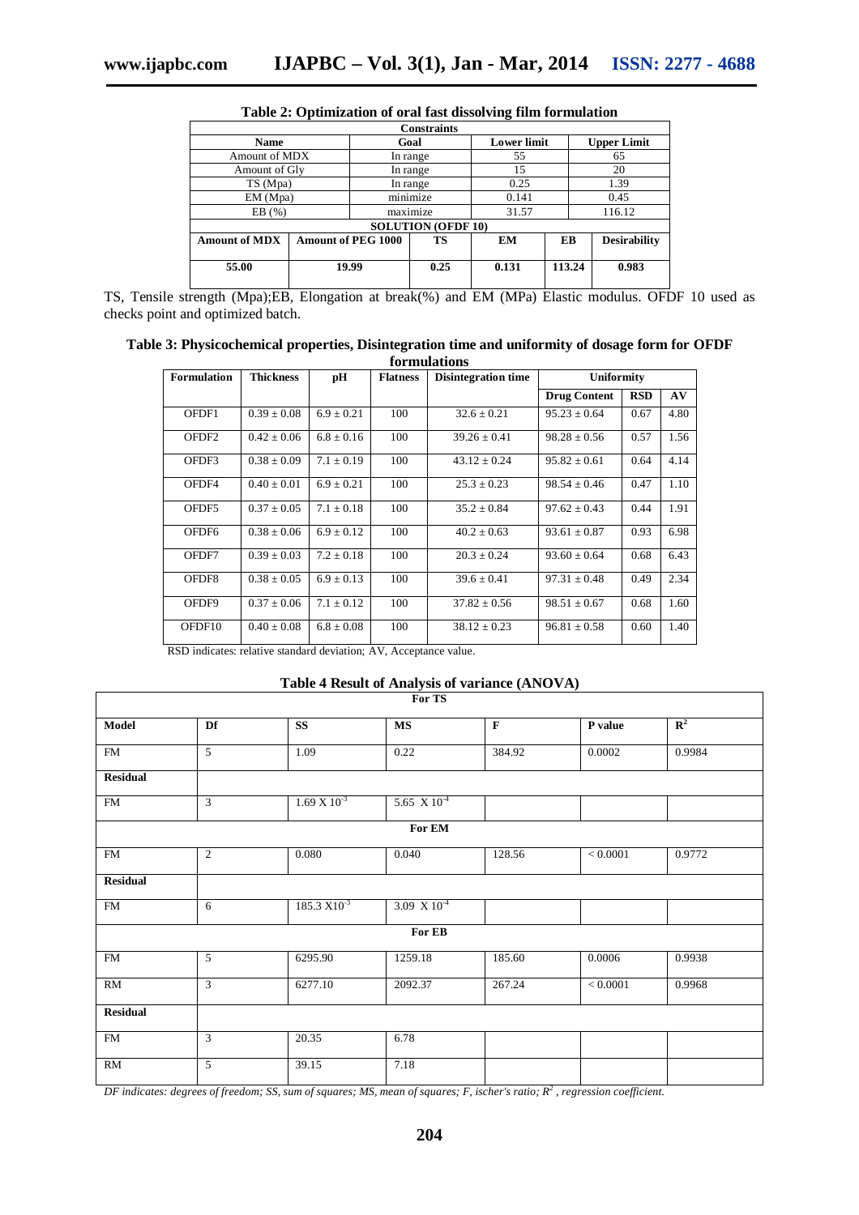**Table 2: Optimization of oral fast dissolving film formulation**

| Constraints | | | | | |
|---|---|---|---|---|---|
| **Name** | | **Goal** | **Lower limit** | | **Upper Limit** |
| Amount of MDX | | In range | 55 | | 65 |
| Amount of Gly | | In range | 15 | | 20 |
| TS (Mpa) | | In range | 0.25 | | 1.39 |
| EM (Mpa) | | minimize | 0.141 | | 0.45 |
| EB (%) | | maximize | 31.57 | | 116.12 |
| **SOLUTION (OFDF 10)** | | | | | |
| **Amount of MDX** | **Amount of PEG 1000** | **TS** | **EM** | **EB** | **Desirability** |
| **55.00** | **19.99** | **0.25** | **0.131** | **113.24** | **0.983** |

TS, Tensile strength (Mpa);EB, Elongation at break(%) and EM (MPa) Elastic modulus. OFDF 10 used as checks point and optimized batch.

**Table 3: Physicochemical properties, Disintegration time and uniformity of dosage form for OFDF formulations**

| Formulation | Thickness | pH | Flatness | Disintegration time | Uniformity | | |
|---|---|---|---|---|---|---|---|
| | | | | | **Drug Content** | **RSD** | **AV** |
| OFDF1 | 0.39 ± 0.08 | 6.9 ± 0.21 | 100 | 32.6 ± 0.21 | 95.23 ± 0.64 | 0.67 | 4.80 |
| OFDF2 | 0.42 ± 0.06 | 6.8 ± 0.16 | 100 | 39.26 ± 0.41 | 98.28 ± 0.56 | 0.57 | 1.56 |
| OFDF3 | 0.38 ± 0.09 | 7.1 ± 0.19 | 100 | 43.12 ± 0.24 | 95.82 ± 0.61 | 0.64 | 4.14 |
| OFDF4 | 0.40 ± 0.01 | 6.9 ± 0.21 | 100 | 25.3 ± 0.23 | 98.54 ± 0.46 | 0.47 | 1.10 |
| OFDF5 | 0.37 ± 0.05 | 7.1 ± 0.18 | 100 | 35.2 ± 0.84 | 97.62 ± 0.43 | 0.44 | 1.91 |
| OFDF6 | 0.38 ± 0.06 | 6.9 ± 0.12 | 100 | 40.2 ± 0.63 | 93.61 ± 0.87 | 0.93 | 6.98 |
| OFDF7 | 0.39 ± 0.03 | 7.2 ± 0.18 | 100 | 20.3 ± 0.24 | 93.60 ± 0.64 | 0.68 | 6.43 |
| OFDF8 | 0.38 ± 0.05 | 6.9 ± 0.13 | 100 | 39.6 ± 0.41 | 97.31 ± 0.48 | 0.49 | 2.34 |
| OFDF9 | 0.37 ± 0.06 | 7.1 ± 0.12 | 100 | 37.82 ± 0.56 | 98.51 ± 0.67 | 0.68 | 1.60 |
| OFDF10 | 0.40 ± 0.08 | 6.8 ± 0.08 | 100 | 38.12 ± 0.23 | 96.81 ± 0.58 | 0.60 | 1.40 |

RSD indicates: relative standard deviation; AV, Acceptance value.

**Table 4 Result of Analysis of variance (ANOVA)**

| For TS | | | | | | |
|---|---|---|---|---|---|---|
| **Model** | **Df** | **SS** | **MS** | **F** | **P value** | $R^2$ |
| FM | 5 | 1.09 | 0.22 | 384.92 | 0.0002 | 0.9984 |
| **Residual** | | | | | | |
| FM | 3 | $1.69 \times 10^{-3}$ | $5.65 \times 10^{-4}$ | | | |
| **For EM** | | | | | | |
| FM | 2 | 0.080 | 0.040 | 128.56 | < 0.0001 | 0.9772 |
| **Residual** | | | | | | |
| FM | 6 | $185.3 \times 10^{-3}$ | $3.09 \times 10^{-4}$ | | | |
| **For EB** | | | | | | |
| FM | 5 | 6295.90 | 1259.18 | 185.60 | 0.0006 | 0.9938 |
| RM | 3 | 6277.10 | 2092.37 | 267.24 | < 0.0001 | 0.9968 |
| **Residual** | | | | | | |
| FM | 3 | 20.35 | 6.78 | | | |
| RM | 5 | 39.15 | 7.18 | | | |

*DF indicates: degrees of freedom; SS, sum of squares; MS, mean of squares; F, ischer's ratio;* $R^2$ *, regression coefficient.*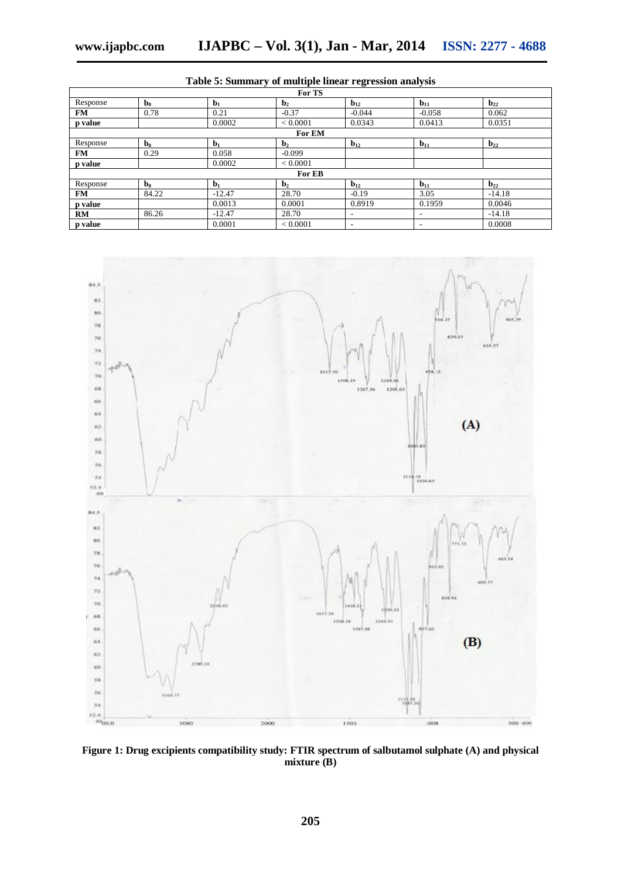**Table 5: Summary of multiple linear regression analysis**

| For TS | | | | | | |
|---|---|---|---|---|---|---|
| Response | $b_0$ | $b_1$ | $b_2$ | $b_{12}$ | $b_{11}$ | $b_{22}$ |
| **FM** | 0.78 | 0.21 | -0.37 | -0.044 | -0.058 | 0.062 |
| **p value** | | 0.0002 | < 0.0001 | 0.0343 | 0.0413 | 0.0351 |
| **For EM** | | | | | | |
| Response | $b_0$ | $b_1$ | $b_2$ | $b_{12}$ | $b_{11}$ | $b_{22}$ |
| **FM** | 0.29 | 0.058 | -0.099 | | | |
| **p value** | | 0.0002 | < 0.0001 | | | |
| **For EB** | | | | | | |
| Response | $b_0$ | $b_1$ | $b_2$ | $b_{12}$ | $b_{11}$ | $b_{22}$ |
| **FM** | 84.22 | -12.47 | 28.70 | -0.19 | 3.05 | -14.18 |
| **p value** | | 0.0013 | 0.0001 | 0.8919 | 0.1959 | 0.0046 |
| **RM** | 86.26 | -12.47 | 28.70 | - | - | -14.18 |
| **p value** | | 0.0001 | < 0.0001 | - | - | 0.0008 |

**Figure 1: Drug excipients compatibility study: FTIR spectrum of salbutamol sulphate (A) and physical mixture (B)**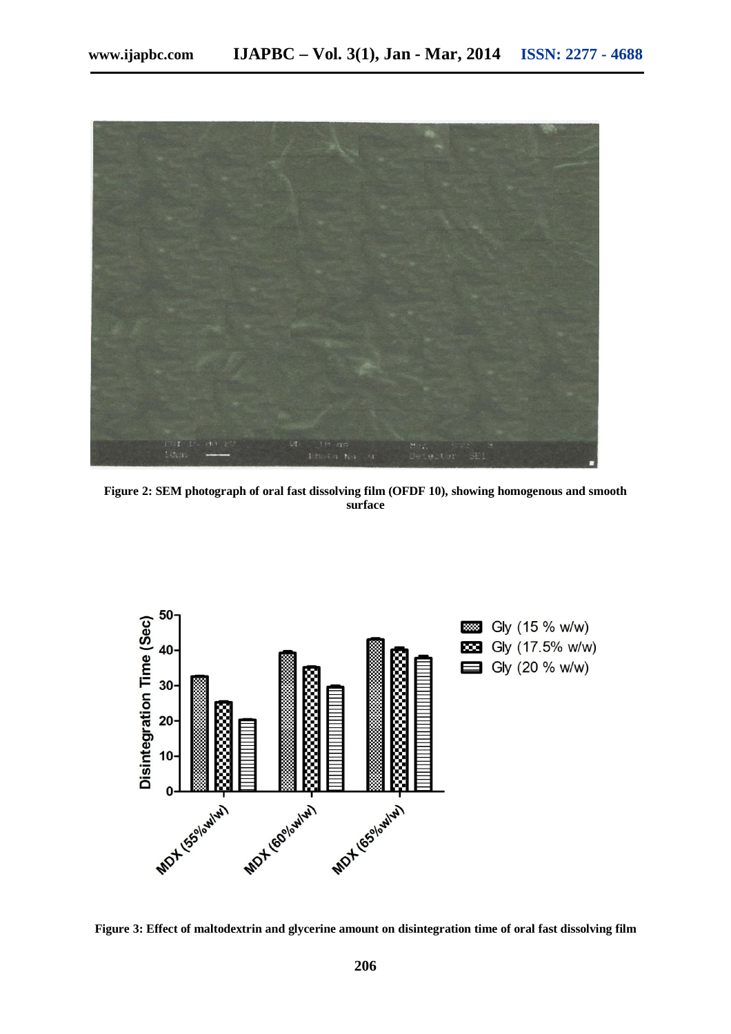Figure 2: SEM photograph of oral fast dissolving film (OFDF 10), showing homogenous and smooth surface

Figure 3: Effect of maltodextrin and glycerine amount on disintegration time of oral fast dissolving film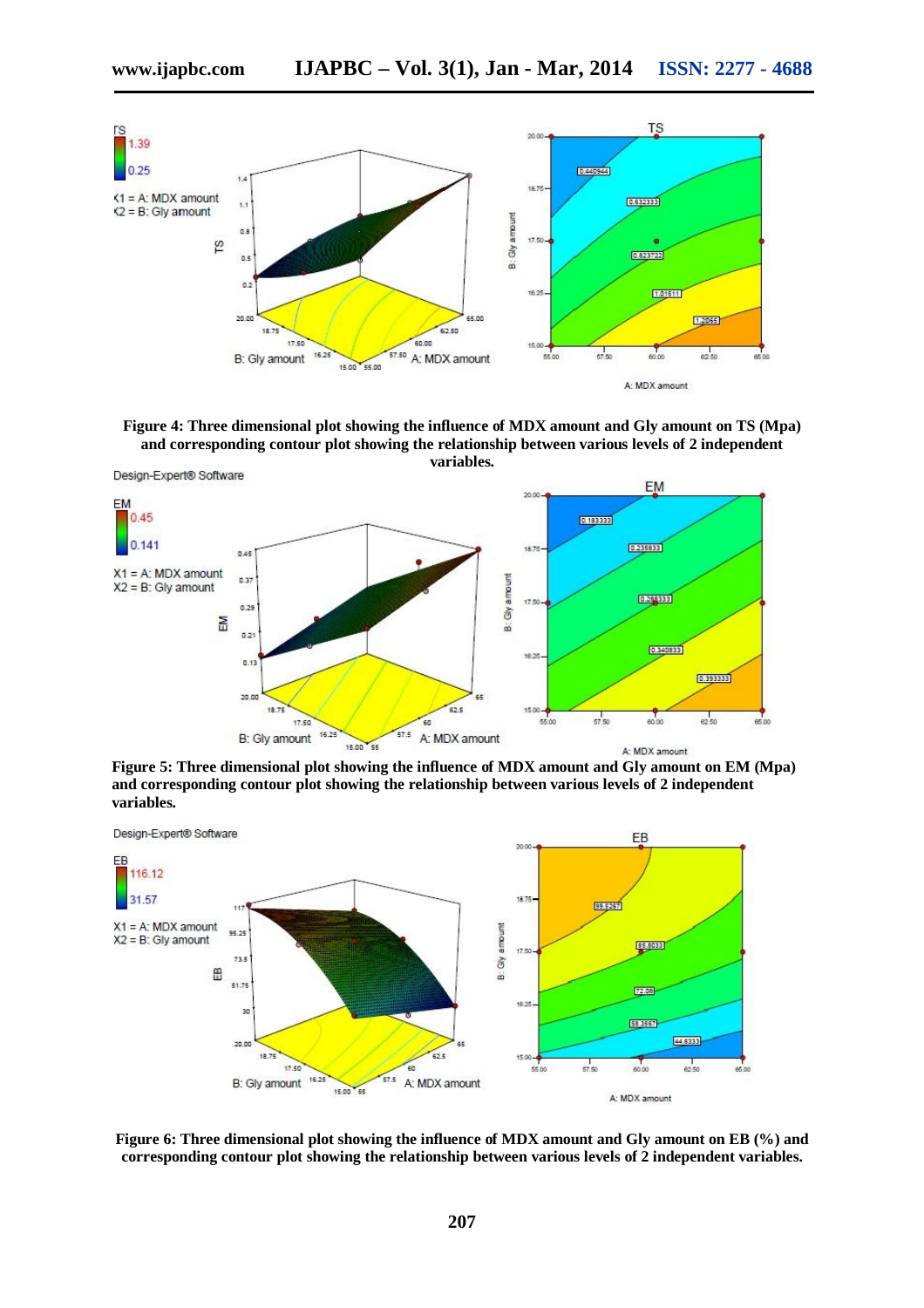**Figure 4: Three dimensional plot showing the influence of MDX amount and Gly amount on TS (Mpa) and corresponding contour plot showing the relationship between various levels of 2 independent variables.**

**Figure 5: Three dimensional plot showing the influence of MDX amount and Gly amount on EM (Mpa) and corresponding contour plot showing the relationship between various levels of 2 independent variables.**

**Figure 6: Three dimensional plot showing the influence of MDX amount and Gly amount on EB (%) and corresponding contour plot showing the relationship between various levels of 2 independent variables.**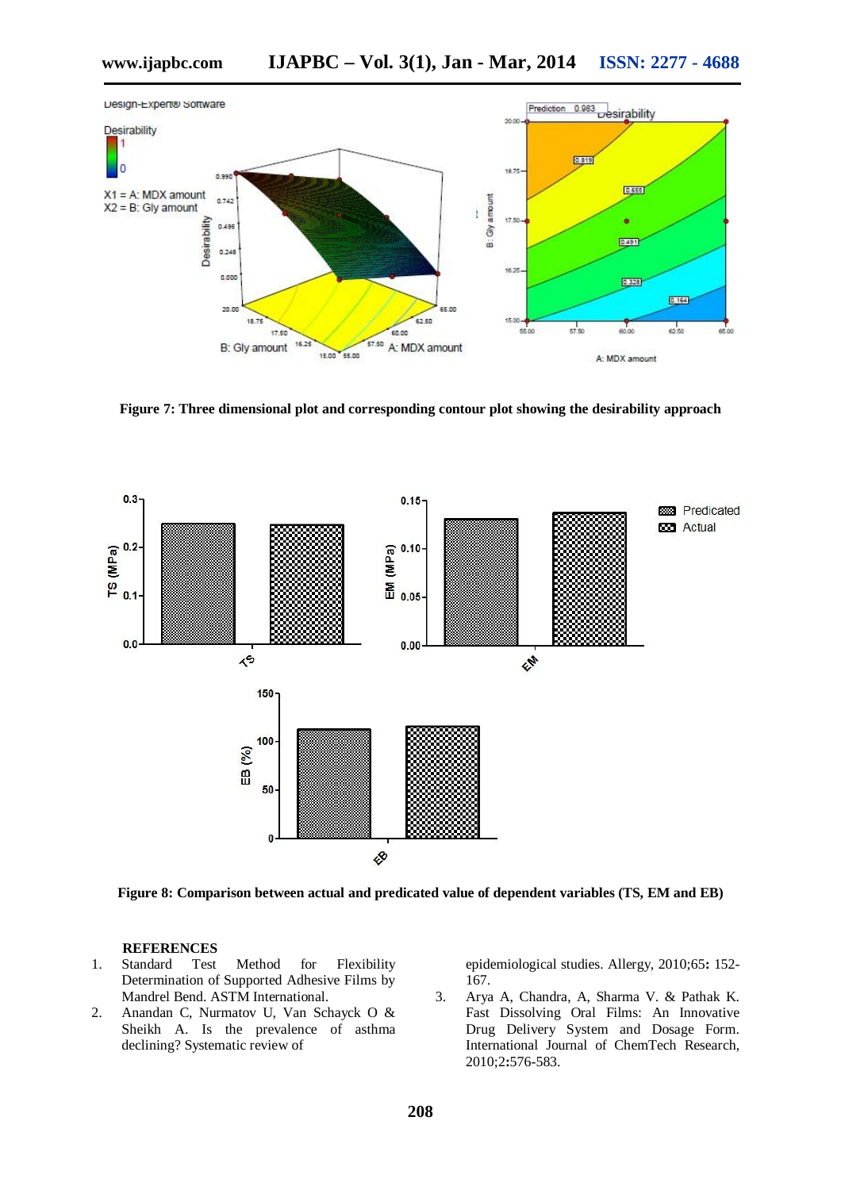Figure 7: Three dimensional plot and corresponding contour plot showing the desirability approach

Figure 8: Comparison between actual and predicated value of dependent variables (TS, EM and EB)

## REFERENCES

1. Standard Test Method for Flexibility Determination of Supported Adhesive Films by Mandrel Bend. ASTM International.
2. Anandan C, Nurmatov U, Van Schayck O & Sheikh A. Is the prevalence of asthma declining? Systematic review of epidemiological studies. Allergy, 2010;65**:** 152-167.
3. Arya A, Chandra, A, Sharma V. & Pathak K. Fast Dissolving Oral Films: An Innovative Drug Delivery System and Dosage Form. International Journal of ChemTech Research, 2010;2**:**576-583.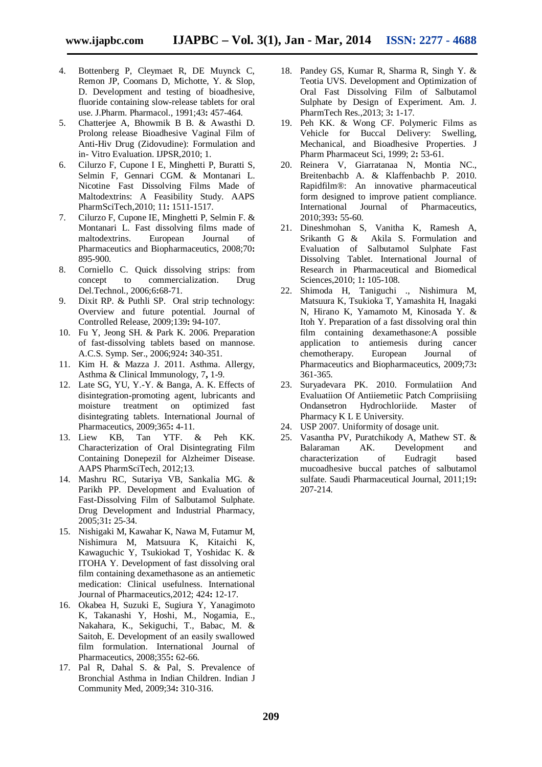4. Bottenberg P, Cleymaet R, DE Muynck C, Remon JP, Coomans D, Michotte, Y. & Slop, D. Development and testing of bioadhesive, fluoride containing slow-release tablets for oral use. J.Pharm. Pharmacol., 1991;43**:** 457-464.
5. Chatterjee A, Bhowmik B B. & Awasthi D. Prolong release Bioadhesive Vaginal Film of Anti-Hiv Drug (Zidovudine): Formulation and in- Vitro Evaluation. IJPSR,2010; 1.
6. Cilurzo F, Cupone I E, Minghetti P, Buratti S, Selmin F, Gennari CGM. & Montanari L. Nicotine Fast Dissolving Films Made of Maltodextrins: A Feasibility Study. AAPS PharmSciTech,2010; 11**:** 1511-1517.
7. Cilurzo F, Cupone IE, Minghetti P, Selmin F. & Montanari L. Fast dissolving films made of maltodextrins. European Journal of Pharmaceutics and Biopharmaceutics, 2008;70**:** 895-900.
8. Corniello C. Quick dissolving strips: from concept to commercialization. Drug Del.Technol., 2006;6**:**68-71.
9. Dixit RP. & Puthli SP. Oral strip technology: Overview and future potential. Journal of Controlled Release, 2009;139**:** 94-107.
10. Fu Y, Jeong SH. & Park K. 2006. Preparation of fast-dissolving tablets based on mannose. A.C.S. Symp. Ser., 2006;924**:** 340-351.
11. Kim H. & Mazza J. 2011. Asthma. Allergy, Asthma & Clinical Immunology, 7**,** 1-9.
12. Late SG, YU, Y.-Y. & Banga, A. K. Effects of disintegration-promoting agent, lubricants and moisture treatment on optimized fast disintegrating tablets. International Journal of Pharmaceutics, 2009;365**:** 4-11.
13. Liew KB, Tan YTF. & Peh KK. Characterization of Oral Disintegrating Film Containing Donepezil for Alzheimer Disease. AAPS PharmSciTech, 2012;13.
14. Mashru RC, Sutariya VB, Sankalia MG. & Parikh PP. Development and Evaluation of Fast-Dissolving Film of Salbutamol Sulphate. Drug Development and Industrial Pharmacy, 2005;31**:** 25-34.
15. Nishigaki M, Kawahar K, Nawa M, Futamur M, Nishimura M, Matsuura K, Kitaichi K, Kawaguchic Y, Tsukiokad T, Yoshidac K. & ITOHA Y. Development of fast dissolving oral film containing dexamethasone as an antiemetic medication: Clinical usefulness. International Journal of Pharmaceutics,2012; 424**:** 12-17.
16. Okabea H, Suzuki E, Sugiura Y, Yanagimoto K, Takanashi Y, Hoshi, M., Nogamia, E., Nakahara, K., Sekiguchi, T., Babac, M. & Saitoh, E. Development of an easily swallowed film formulation. International Journal of Pharmaceutics, 2008;355**:** 62-66.
17. Pal R, Dahal S. & Pal, S. Prevalence of Bronchial Asthma in Indian Children. Indian J Community Med, 2009;34**:** 310-316.
18. Pandey GS, Kumar R, Sharma R, Singh Y. & Teotia UVS. Development and Optimization of Oral Fast Dissolving Film of Salbutamol Sulphate by Design of Experiment. Am. J. PharmTech Res.,2013; 3**:** 1-17.
19. Peh KK. & Wong CF. Polymeric Films as Vehicle for Buccal Delivery: Swelling, Mechanical, and Bioadhesive Properties. J Pharm Pharmaceut Sci, 1999; 2**:** 53-61.
20. Reinera V, Giarratanaa N, Montia NC., Breitenbachb A. & Klaffenbachb P. 2010. Rapidfilm®: An innovative pharmaceutical form designed to improve patient compliance. International Journal of Pharmaceutics, 2010;393**:** 55-60.
21. Dineshmohan S, Vanitha K, Ramesh A, Srikanth G & Akila S. Formulation and Evaluation of Salbutamol Sulphate Fast Dissolving Tablet. International Journal of Research in Pharmaceutical and Biomedical Sciences,2010; 1**:** 105-108.
22. Shimoda H, Taniguchi ., Nishimura M, Matsuura K, Tsukioka T, Yamashita H, Inagaki N, Hirano K, Yamamoto M, Kinosada Y. & Itoh Y. Preparation of a fast dissolving oral thin film containing dexamethasone:A possible application to antiemesis during cancer chemotherapy. European Journal of Pharmaceutics and Biopharmaceutics, 2009;73**:** 361-365.
23. Suryadevara PK. 2010. Formulatiion And Evaluatiion Of Antiiemetiic Patch Compriisiing Ondansetron Hydrochloriide. Master of Pharmacy K L E University.
24. USP 2007. Uniformity of dosage unit.
25. Vasantha PV, Puratchikody A, Mathew ST. & Balaraman AK. Development and characterization of Eudragit based mucoadhesive buccal patches of salbutamol sulfate. Saudi Pharmaceutical Journal, 2011;19**:** 207-214.